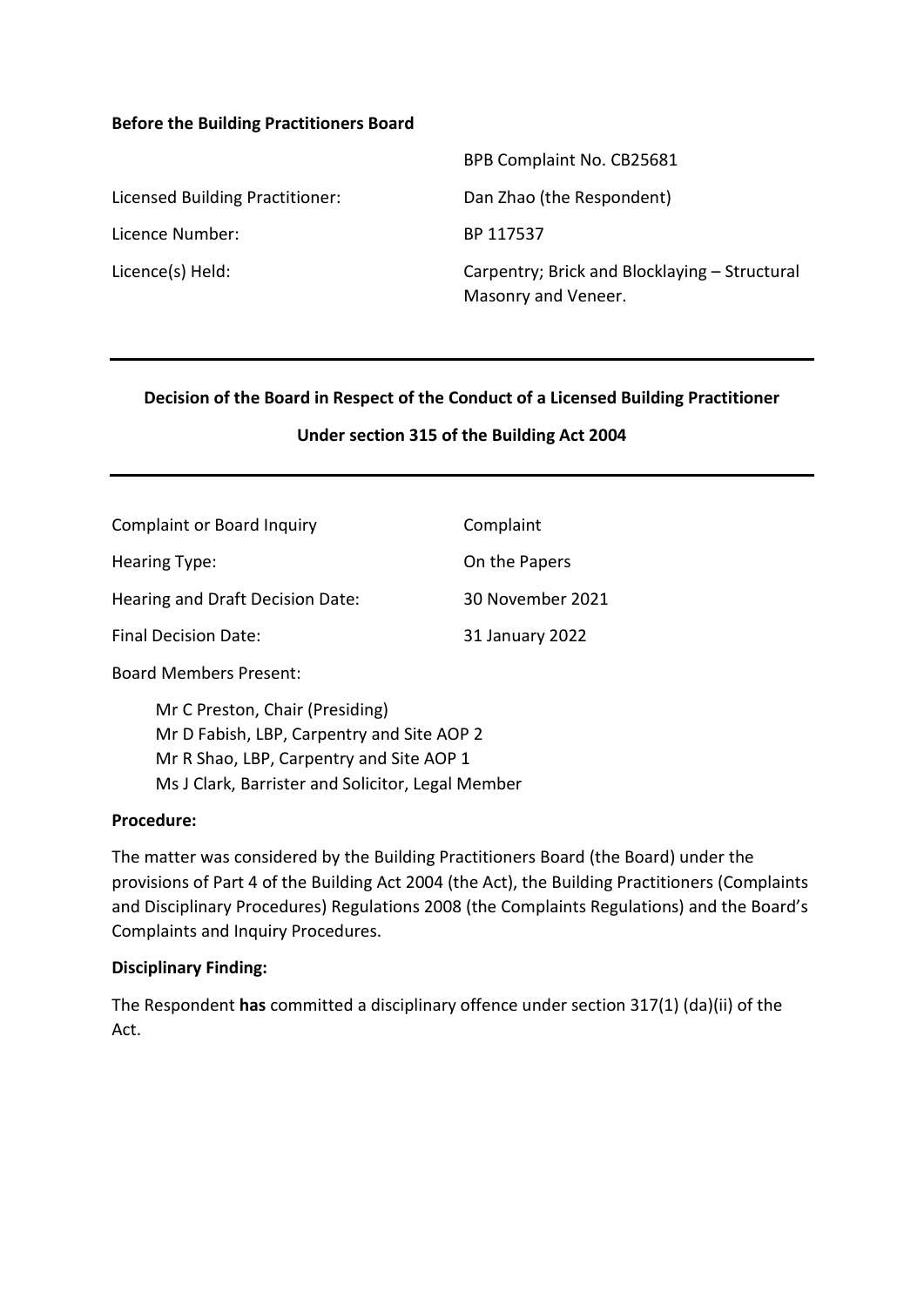**Before the Building Practitioners Board**

| | |
|---|---|
| | BPB Complaint No. CB25681 |
| Licensed Building Practitioner: | Dan Zhao (the Respondent) |
| Licence Number: | BP 117537 |
| Licence(s) Held: | Carpentry; Brick and Blocklaying – Structural Masonry and Veneer. |

---

**Decision of the Board in Respect of the Conduct of a Licensed Building Practitioner**

**Under section 315 of the Building Act 2004**

---

| | |
|---|---|
| Complaint or Board Inquiry | Complaint |
| Hearing Type: | On the Papers |
| Hearing and Draft Decision Date: | 30 November 2021 |
| Final Decision Date: | 31 January 2022 |

Board Members Present:

Mr C Preston, Chair (Presiding)
Mr D Fabish, LBP, Carpentry and Site AOP 2
Mr R Shao, LBP, Carpentry and Site AOP 1
Ms J Clark, Barrister and Solicitor, Legal Member

**Procedure:**

The matter was considered by the Building Practitioners Board (the Board) under the provisions of Part 4 of the Building Act 2004 (the Act), the Building Practitioners (Complaints and Disciplinary Procedures) Regulations 2008 (the Complaints Regulations) and the Board's Complaints and Inquiry Procedures.

**Disciplinary Finding:**

The Respondent **has** committed a disciplinary offence under section 317(1) (da)(ii) of the Act.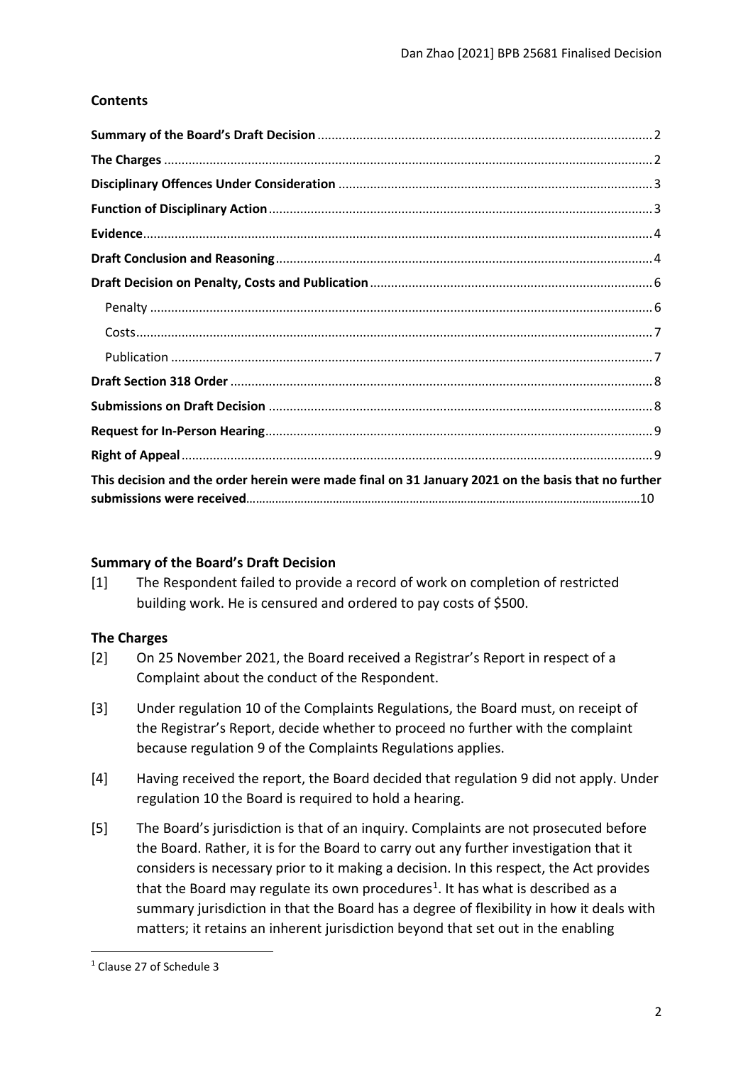## Contents

**Summary of the Board's Draft Decision** ........ 2
**The Charges** ........ 2
**Disciplinary Offences Under Consideration** ........ 3
**Function of Disciplinary Action** ........ 3
**Evidence** ........ 4
**Draft Conclusion and Reasoning** ........ 4
**Draft Decision on Penalty, Costs and Publication** ........ 6
- Penalty ........ 6
- Costs ........ 7
- Publication ........ 7

**Draft Section 318 Order** ........ 8
**Submissions on Draft Decision** ........ 8
**Request for In-Person Hearing** ........ 9
**Right of Appeal** ........ 9
**This decision and the order herein were made final on 31 January 2021 on the basis that no further submissions were received** ........ 10

## Summary of the Board's Draft Decision

[1] The Respondent failed to provide a record of work on completion of restricted building work. He is censured and ordered to pay costs of $500.

## The Charges

[2] On 25 November 2021, the Board received a Registrar's Report in respect of a Complaint about the conduct of the Respondent.

[3] Under regulation 10 of the Complaints Regulations, the Board must, on receipt of the Registrar's Report, decide whether to proceed no further with the complaint because regulation 9 of the Complaints Regulations applies.

[4] Having received the report, the Board decided that regulation 9 did not apply. Under regulation 10 the Board is required to hold a hearing.

[5] The Board's jurisdiction is that of an inquiry. Complaints are not prosecuted before the Board. Rather, it is for the Board to carry out any further investigation that it considers is necessary prior to it making a decision. In this respect, the Act provides that the Board may regulate its own procedures[1]. It has what is described as a summary jurisdiction in that the Board has a degree of flexibility in how it deals with matters; it retains an inherent jurisdiction beyond that set out in the enabling

[1] Clause 27 of Schedule 3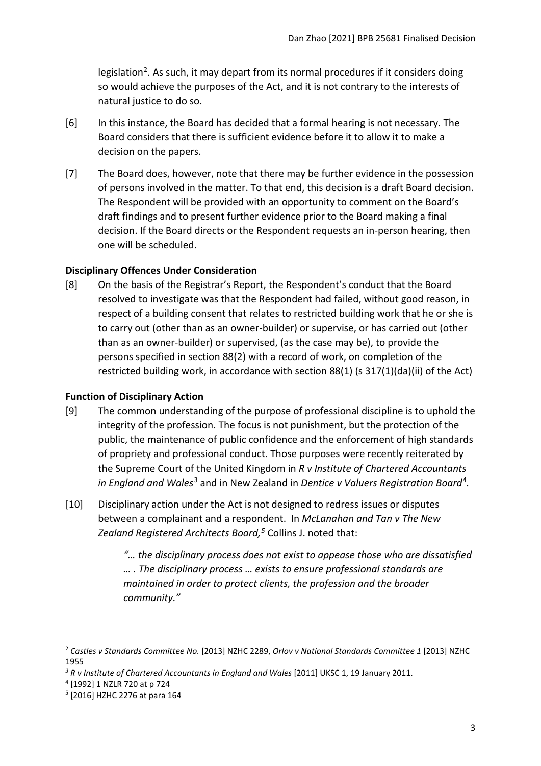legislation[2]. As such, it may depart from its normal procedures if it considers doing so would achieve the purposes of the Act, and it is not contrary to the interests of natural justice to do so.

[6] In this instance, the Board has decided that a formal hearing is not necessary. The Board considers that there is sufficient evidence before it to allow it to make a decision on the papers.

[7] The Board does, however, note that there may be further evidence in the possession of persons involved in the matter. To that end, this decision is a draft Board decision. The Respondent will be provided with an opportunity to comment on the Board's draft findings and to present further evidence prior to the Board making a final decision. If the Board directs or the Respondent requests an in-person hearing, then one will be scheduled.

**Disciplinary Offences Under Consideration**

[8] On the basis of the Registrar's Report, the Respondent's conduct that the Board resolved to investigate was that the Respondent had failed, without good reason, in respect of a building consent that relates to restricted building work that he or she is to carry out (other than as an owner-builder) or supervise, or has carried out (other than as an owner-builder) or supervised, (as the case may be), to provide the persons specified in section 88(2) with a record of work, on completion of the restricted building work, in accordance with section 88(1) (s 317(1)(da)(ii) of the Act)

**Function of Disciplinary Action**

[9] The common understanding of the purpose of professional discipline is to uphold the integrity of the profession. The focus is not punishment, but the protection of the public, the maintenance of public confidence and the enforcement of high standards of propriety and professional conduct. Those purposes were recently reiterated by the Supreme Court of the United Kingdom in *R v Institute of Chartered Accountants in England and Wales*[3] and in New Zealand in *Dentice v Valuers Registration Board*[4].

[10] Disciplinary action under the Act is not designed to redress issues or disputes between a complainant and a respondent. In *McLanahan and Tan v The New Zealand Registered Architects Board,*[5] Collins J. noted that:

> *"… the disciplinary process does not exist to appease those who are dissatisfied … . The disciplinary process … exists to ensure professional standards are maintained in order to protect clients, the profession and the broader community."*

---

[2] *Castles v Standards Committee No.* [2013] NZHC 2289, *Orlov v National Standards Committee 1* [2013] NZHC 1955

[3] *R v Institute of Chartered Accountants in England and Wales* [2011] UKSC 1, 19 January 2011.

[4] [1992] 1 NZLR 720 at p 724

[5] [2016] HZHC 2276 at para 164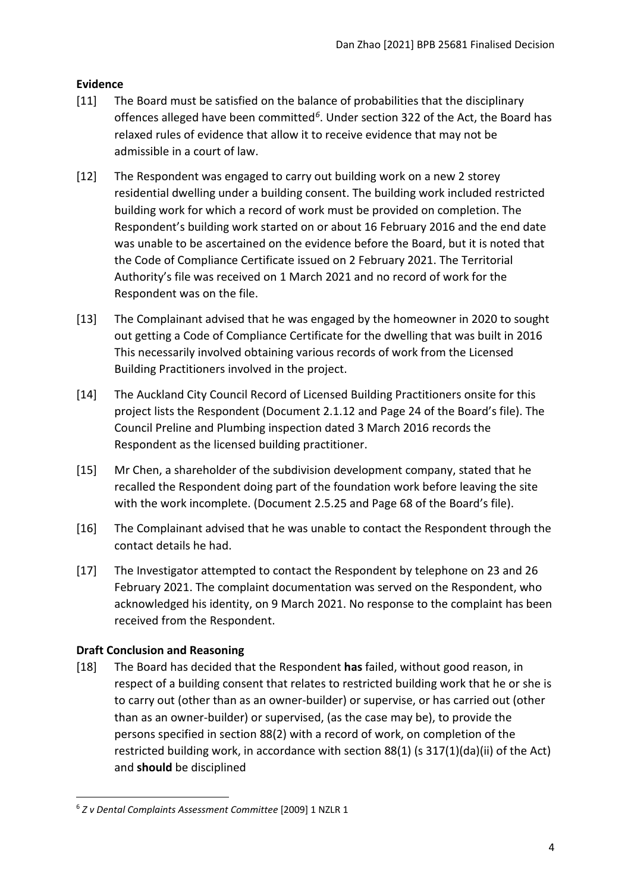## Evidence

[11] The Board must be satisfied on the balance of probabilities that the disciplinary offences alleged have been committed[6]. Under section 322 of the Act, the Board has relaxed rules of evidence that allow it to receive evidence that may not be admissible in a court of law.

[12] The Respondent was engaged to carry out building work on a new 2 storey residential dwelling under a building consent. The building work included restricted building work for which a record of work must be provided on completion. The Respondent's building work started on or about 16 February 2016 and the end date was unable to be ascertained on the evidence before the Board, but it is noted that the Code of Compliance Certificate issued on 2 February 2021. The Territorial Authority's file was received on 1 March 2021 and no record of work for the Respondent was on the file.

[13] The Complainant advised that he was engaged by the homeowner in 2020 to sought out getting a Code of Compliance Certificate for the dwelling that was built in 2016 This necessarily involved obtaining various records of work from the Licensed Building Practitioners involved in the project.

[14] The Auckland City Council Record of Licensed Building Practitioners onsite for this project lists the Respondent (Document 2.1.12 and Page 24 of the Board's file). The Council Preline and Plumbing inspection dated 3 March 2016 records the Respondent as the licensed building practitioner.

[15] Mr Chen, a shareholder of the subdivision development company, stated that he recalled the Respondent doing part of the foundation work before leaving the site with the work incomplete. (Document 2.5.25 and Page 68 of the Board's file).

[16] The Complainant advised that he was unable to contact the Respondent through the contact details he had.

[17] The Investigator attempted to contact the Respondent by telephone on 23 and 26 February 2021. The complaint documentation was served on the Respondent, who acknowledged his identity, on 9 March 2021. No response to the complaint has been received from the Respondent.

## Draft Conclusion and Reasoning

[18] The Board has decided that the Respondent **has** failed, without good reason, in respect of a building consent that relates to restricted building work that he or she is to carry out (other than as an owner-builder) or supervise, or has carried out (other than as an owner-builder) or supervised, (as the case may be), to provide the persons specified in section 88(2) with a record of work, on completion of the restricted building work, in accordance with section 88(1) (s 317(1)(da)(ii) of the Act) and **should** be disciplined

---

[6] *Z v Dental Complaints Assessment Committee* [2009] 1 NZLR 1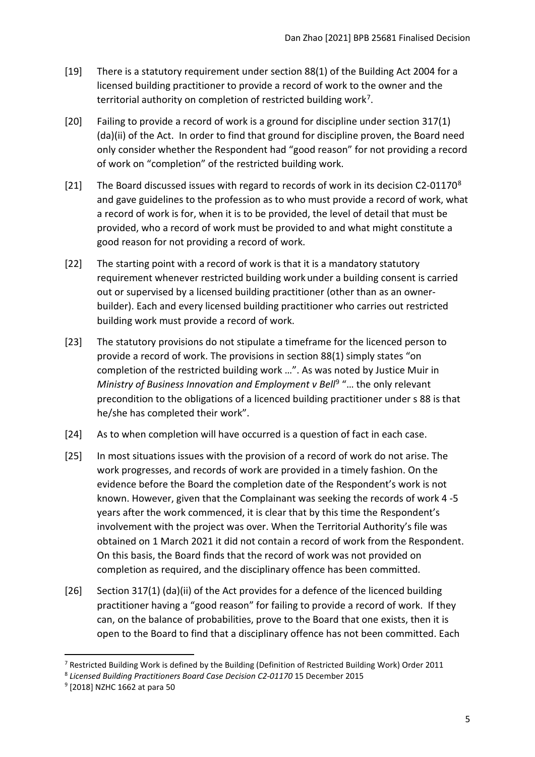[19] There is a statutory requirement under section 88(1) of the Building Act 2004 for a licensed building practitioner to provide a record of work to the owner and the territorial authority on completion of restricted building work[7].

[20] Failing to provide a record of work is a ground for discipline under section 317(1) (da)(ii) of the Act. In order to find that ground for discipline proven, the Board need only consider whether the Respondent had "good reason" for not providing a record of work on "completion" of the restricted building work.

[21] The Board discussed issues with regard to records of work in its decision C2-01170[8] and gave guidelines to the profession as to who must provide a record of work, what a record of work is for, when it is to be provided, the level of detail that must be provided, who a record of work must be provided to and what might constitute a good reason for not providing a record of work.

[22] The starting point with a record of work is that it is a mandatory statutory requirement whenever restricted building work under a building consent is carried out or supervised by a licensed building practitioner (other than as an owner-builder). Each and every licensed building practitioner who carries out restricted building work must provide a record of work.

[23] The statutory provisions do not stipulate a timeframe for the licenced person to provide a record of work. The provisions in section 88(1) simply states "on completion of the restricted building work …". As was noted by Justice Muir in *Ministry of Business Innovation and Employment v Bell*[9] "… the only relevant precondition to the obligations of a licenced building practitioner under s 88 is that he/she has completed their work".

[24] As to when completion will have occurred is a question of fact in each case.

[25] In most situations issues with the provision of a record of work do not arise. The work progresses, and records of work are provided in a timely fashion. On the evidence before the Board the completion date of the Respondent's work is not known. However, given that the Complainant was seeking the records of work 4 -5 years after the work commenced, it is clear that by this time the Respondent's involvement with the project was over. When the Territorial Authority's file was obtained on 1 March 2021 it did not contain a record of work from the Respondent. On this basis, the Board finds that the record of work was not provided on completion as required, and the disciplinary offence has been committed.

[26] Section 317(1) (da)(ii) of the Act provides for a defence of the licenced building practitioner having a "good reason" for failing to provide a record of work. If they can, on the balance of probabilities, prove to the Board that one exists, then it is open to the Board to find that a disciplinary offence has not been committed. Each

---

[7] Restricted Building Work is defined by the Building (Definition of Restricted Building Work) Order 2011

[8] *Licensed Building Practitioners Board Case Decision C2-01170* 15 December 2015

[9] [2018] NZHC 1662 at para 50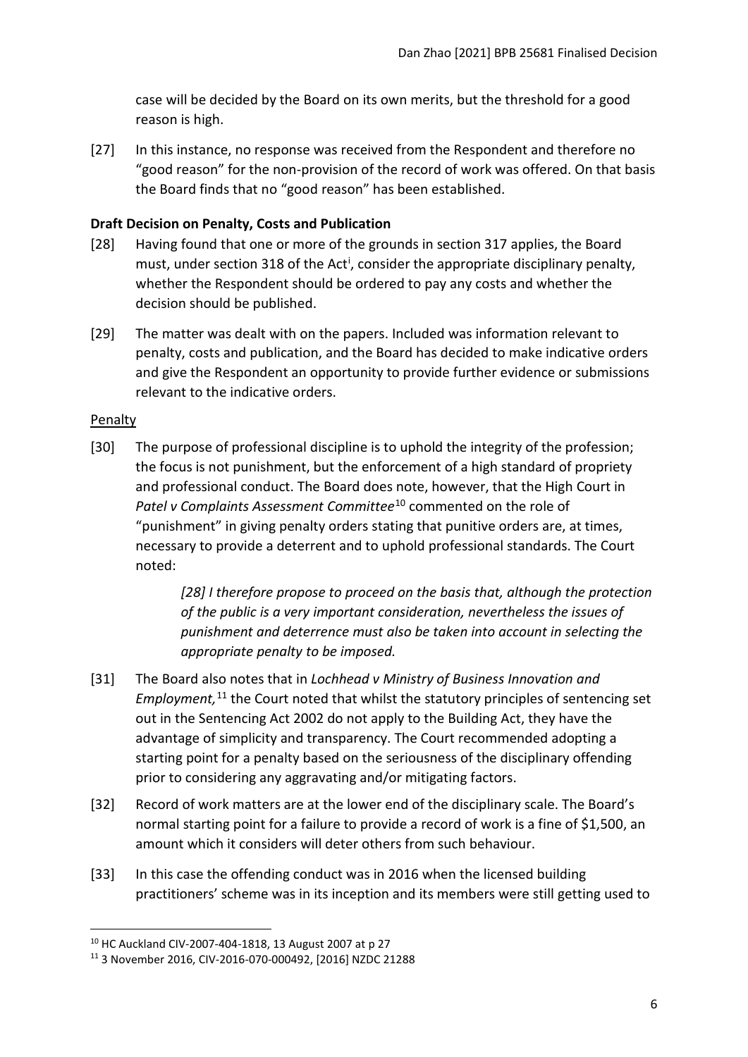case will be decided by the Board on its own merits, but the threshold for a good reason is high.

[27] In this instance, no response was received from the Respondent and therefore no "good reason" for the non-provision of the record of work was offered. On that basis the Board finds that no "good reason" has been established.

**Draft Decision on Penalty, Costs and Publication**

[28] Having found that one or more of the grounds in section 317 applies, the Board must, under section 318 of the Act[i], consider the appropriate disciplinary penalty, whether the Respondent should be ordered to pay any costs and whether the decision should be published.

[29] The matter was dealt with on the papers. Included was information relevant to penalty, costs and publication, and the Board has decided to make indicative orders and give the Respondent an opportunity to provide further evidence or submissions relevant to the indicative orders.

Penalty

[30] The purpose of professional discipline is to uphold the integrity of the profession; the focus is not punishment, but the enforcement of a high standard of propriety and professional conduct. The Board does note, however, that the High Court in *Patel v Complaints Assessment Committee*[10] commented on the role of "punishment" in giving penalty orders stating that punitive orders are, at times, necessary to provide a deterrent and to uphold professional standards. The Court noted:

> *[28] I therefore propose to proceed on the basis that, although the protection of the public is a very important consideration, nevertheless the issues of punishment and deterrence must also be taken into account in selecting the appropriate penalty to be imposed.*

[31] The Board also notes that in *Lochhead v Ministry of Business Innovation and Employment,*[11] the Court noted that whilst the statutory principles of sentencing set out in the Sentencing Act 2002 do not apply to the Building Act, they have the advantage of simplicity and transparency. The Court recommended adopting a starting point for a penalty based on the seriousness of the disciplinary offending prior to considering any aggravating and/or mitigating factors.

[32] Record of work matters are at the lower end of the disciplinary scale. The Board's normal starting point for a failure to provide a record of work is a fine of $1,500, an amount which it considers will deter others from such behaviour.

[33] In this case the offending conduct was in 2016 when the licensed building practitioners' scheme was in its inception and its members were still getting used to

---

[10] HC Auckland CIV-2007-404-1818, 13 August 2007 at p 27

[11] 3 November 2016, CIV-2016-070-000492, [2016] NZDC 21288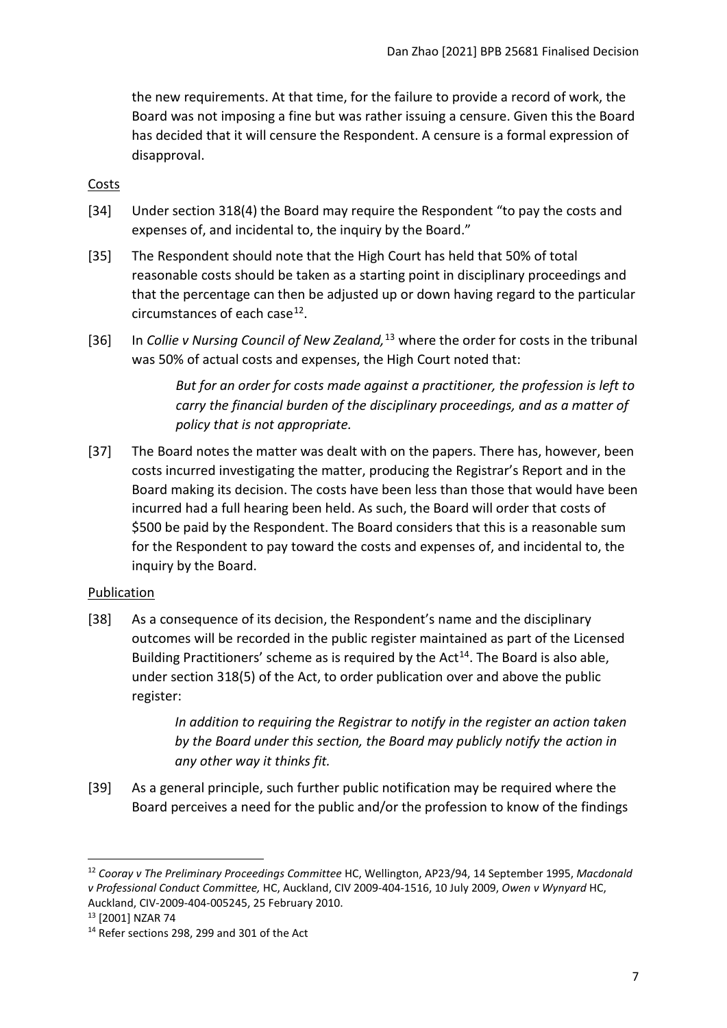the new requirements. At that time, for the failure to provide a record of work, the Board was not imposing a fine but was rather issuing a censure. Given this the Board has decided that it will censure the Respondent. A censure is a formal expression of disapproval.

Costs

[34] Under section 318(4) the Board may require the Respondent "to pay the costs and expenses of, and incidental to, the inquiry by the Board."

[35] The Respondent should note that the High Court has held that 50% of total reasonable costs should be taken as a starting point in disciplinary proceedings and that the percentage can then be adjusted up or down having regard to the particular circumstances of each case[12].

[36] In *Collie v Nursing Council of New Zealand,*[13] where the order for costs in the tribunal was 50% of actual costs and expenses, the High Court noted that:

> *But for an order for costs made against a practitioner, the profession is left to carry the financial burden of the disciplinary proceedings, and as a matter of policy that is not appropriate.*

[37] The Board notes the matter was dealt with on the papers. There has, however, been costs incurred investigating the matter, producing the Registrar's Report and in the Board making its decision. The costs have been less than those that would have been incurred had a full hearing been held. As such, the Board will order that costs of $500 be paid by the Respondent. The Board considers that this is a reasonable sum for the Respondent to pay toward the costs and expenses of, and incidental to, the inquiry by the Board.

Publication

[38] As a consequence of its decision, the Respondent's name and the disciplinary outcomes will be recorded in the public register maintained as part of the Licensed Building Practitioners' scheme as is required by the Act[14]. The Board is also able, under section 318(5) of the Act, to order publication over and above the public register:

> *In addition to requiring the Registrar to notify in the register an action taken by the Board under this section, the Board may publicly notify the action in any other way it thinks fit.*

[39] As a general principle, such further public notification may be required where the Board perceives a need for the public and/or the profession to know of the findings

---

[12] *Cooray v The Preliminary Proceedings Committee* HC, Wellington, AP23/94, 14 September 1995, *Macdonald v Professional Conduct Committee,* HC, Auckland, CIV 2009-404-1516, 10 July 2009, *Owen v Wynyard* HC, Auckland, CIV-2009-404-005245, 25 February 2010.

[13] [2001] NZAR 74

[14] Refer sections 298, 299 and 301 of the Act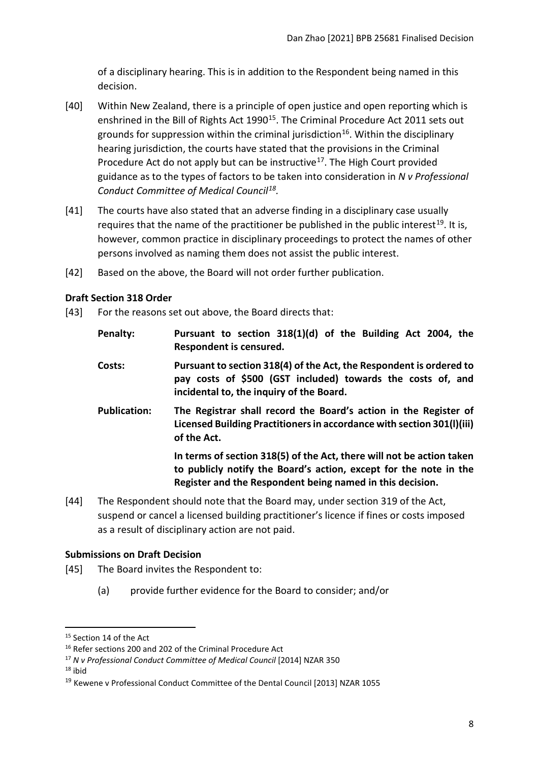of a disciplinary hearing. This is in addition to the Respondent being named in this decision.

[40] Within New Zealand, there is a principle of open justice and open reporting which is enshrined in the Bill of Rights Act 1990[15]. The Criminal Procedure Act 2011 sets out grounds for suppression within the criminal jurisdiction[16]. Within the disciplinary hearing jurisdiction, the courts have stated that the provisions in the Criminal Procedure Act do not apply but can be instructive[17]. The High Court provided guidance as to the types of factors to be taken into consideration in *N v Professional Conduct Committee of Medical Council*[18].

[41] The courts have also stated that an adverse finding in a disciplinary case usually requires that the name of the practitioner be published in the public interest[19]. It is, however, common practice in disciplinary proceedings to protect the names of other persons involved as naming them does not assist the public interest.

[42] Based on the above, the Board will not order further publication.

### Draft Section 318 Order

[43] For the reasons set out above, the Board directs that:

**Penalty:** **Pursuant to section 318(1)(d) of the Building Act 2004, the Respondent is censured.**

**Costs:** **Pursuant to section 318(4) of the Act, the Respondent is ordered to pay costs of $500 (GST included) towards the costs of, and incidental to, the inquiry of the Board.**

**Publication:** **The Registrar shall record the Board's action in the Register of Licensed Building Practitioners in accordance with section 301(l)(iii) of the Act.**

**In terms of section 318(5) of the Act, there will not be action taken to publicly notify the Board's action, except for the note in the Register and the Respondent being named in this decision.**

[44] The Respondent should note that the Board may, under section 319 of the Act, suspend or cancel a licensed building practitioner's licence if fines or costs imposed as a result of disciplinary action are not paid.

### Submissions on Draft Decision

[45] The Board invites the Respondent to:

(a) provide further evidence for the Board to consider; and/or

---

[15] Section 14 of the Act

[16] Refer sections 200 and 202 of the Criminal Procedure Act

[17] *N v Professional Conduct Committee of Medical Council* [2014] NZAR 350

[18] ibid

[19] Kewene v Professional Conduct Committee of the Dental Council [2013] NZAR 1055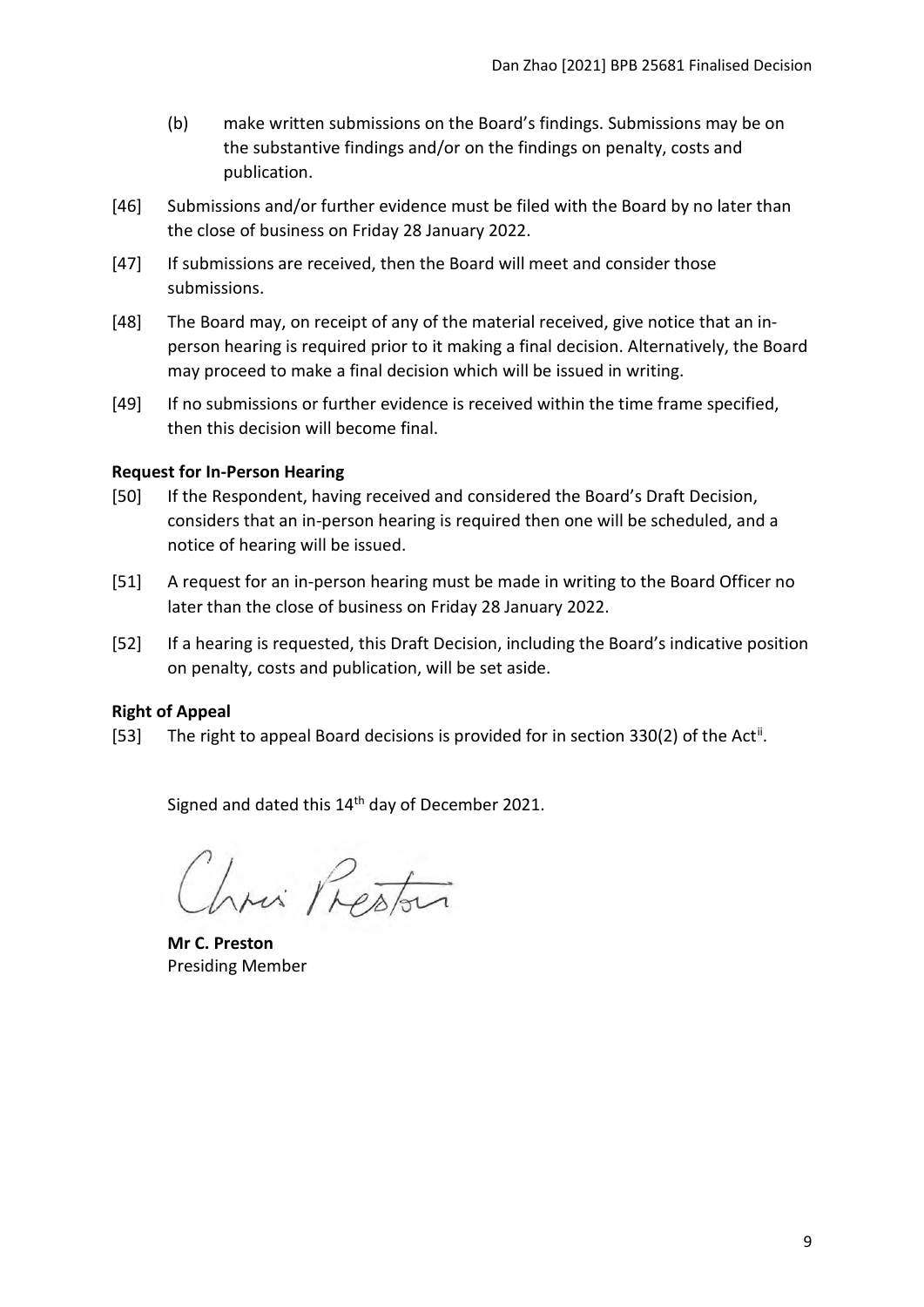(b) make written submissions on the Board's findings. Submissions may be on the substantive findings and/or on the findings on penalty, costs and publication.

[46] Submissions and/or further evidence must be filed with the Board by no later than the close of business on Friday 28 January 2022.

[47] If submissions are received, then the Board will meet and consider those submissions.

[48] The Board may, on receipt of any of the material received, give notice that an in-person hearing is required prior to it making a final decision. Alternatively, the Board may proceed to make a final decision which will be issued in writing.

[49] If no submissions or further evidence is received within the time frame specified, then this decision will become final.

**Request for In-Person Hearing**

[50] If the Respondent, having received and considered the Board's Draft Decision, considers that an in-person hearing is required then one will be scheduled, and a notice of hearing will be issued.

[51] A request for an in-person hearing must be made in writing to the Board Officer no later than the close of business on Friday 28 January 2022.

[52] If a hearing is requested, this Draft Decision, including the Board's indicative position on penalty, costs and publication, will be set aside.

**Right of Appeal**

[53] The right to appeal Board decisions is provided for in section 330(2) of the Act[ii].

Signed and dated this 14th day of December 2021.

**Mr C. Preston**
Presiding Member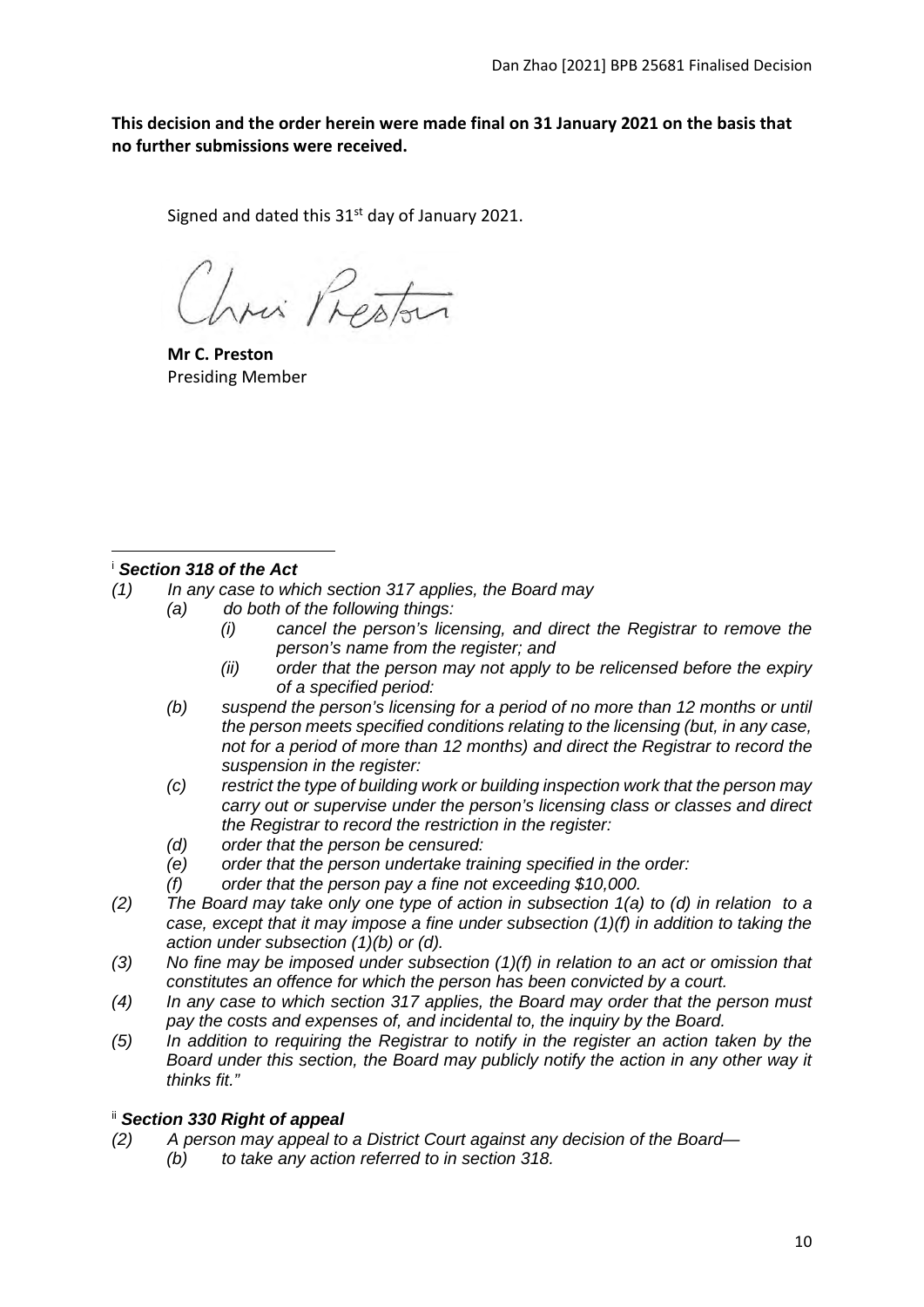**This decision and the order herein were made final on 31 January 2021 on the basis that no further submissions were received.**

Signed and dated this 31st day of January 2021.

**Mr C. Preston**
Presiding Member

---

[i] ***Section 318 of the Act***

*(1) In any case to which section 317 applies, the Board may*

*(a) do both of the following things:*

*(i) cancel the person's licensing, and direct the Registrar to remove the person's name from the register; and*

*(ii) order that the person may not apply to be relicensed before the expiry of a specified period:*

*(b) suspend the person's licensing for a period of no more than 12 months or until the person meets specified conditions relating to the licensing (but, in any case, not for a period of more than 12 months) and direct the Registrar to record the suspension in the register:*

*(c) restrict the type of building work or building inspection work that the person may carry out or supervise under the person's licensing class or classes and direct the Registrar to record the restriction in the register:*

*(d) order that the person be censured:*

*(e) order that the person undertake training specified in the order:*

*(f) order that the person pay a fine not exceeding $10,000.*

*(2) The Board may take only one type of action in subsection 1(a) to (d) in relation to a case, except that it may impose a fine under subsection (1)(f) in addition to taking the action under subsection (1)(b) or (d).*

*(3) No fine may be imposed under subsection (1)(f) in relation to an act or omission that constitutes an offence for which the person has been convicted by a court.*

*(4) In any case to which section 317 applies, the Board may order that the person must pay the costs and expenses of, and incidental to, the inquiry by the Board.*

*(5) In addition to requiring the Registrar to notify in the register an action taken by the Board under this section, the Board may publicly notify the action in any other way it thinks fit."*

[ii] ***Section 330 Right of appeal***

*(2) A person may appeal to a District Court against any decision of the Board—*

*(b) to take any action referred to in section 318.*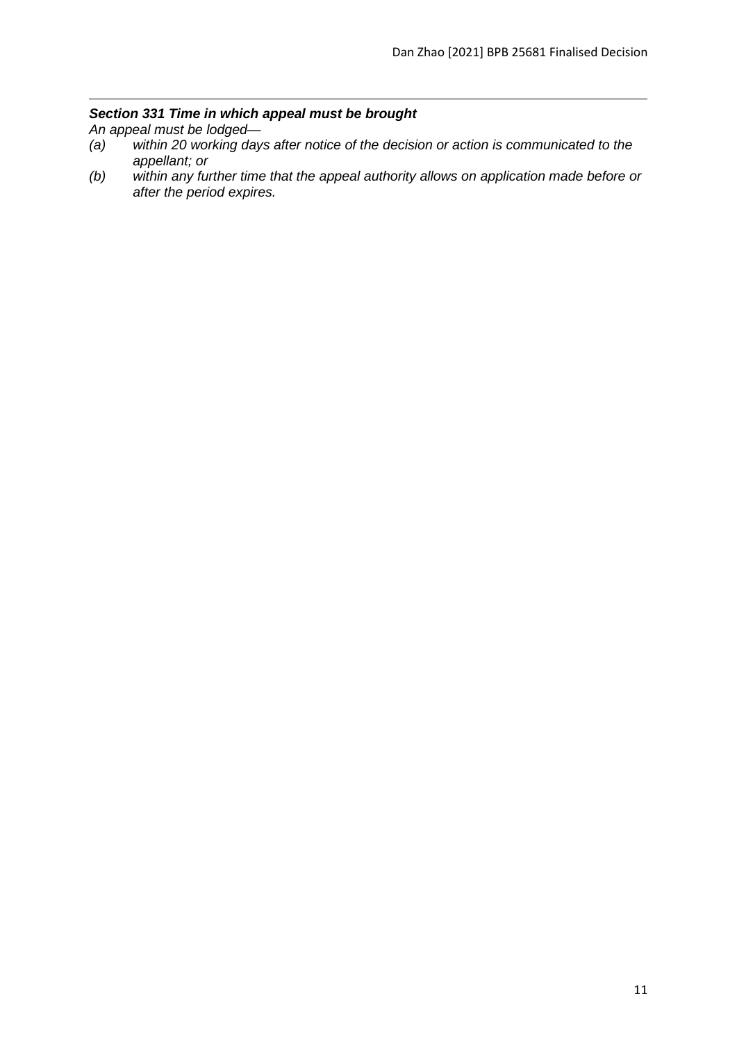***Section 331 Time in which appeal must be brought***

*An appeal must be lodged—*

*(a) within 20 working days after notice of the decision or action is communicated to the appellant; or*

*(b) within any further time that the appeal authority allows on application made before or after the period expires.*